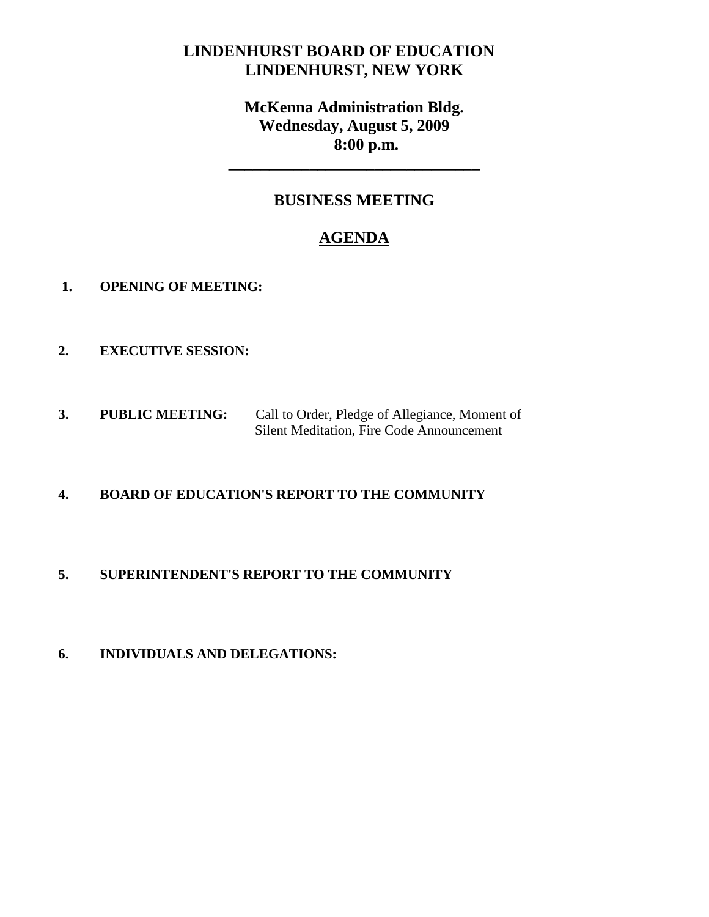# LINDENHURST BOARD OF EDUCATION
# LINDENHURST, NEW YORK

**McKenna Administration Bldg.**
**Wednesday, August 5, 2009**
**8:00 p.m.**

---

## BUSINESS MEETING

## AGENDA

1. **OPENING OF MEETING:**

2. **EXECUTIVE SESSION:**

3. **PUBLIC MEETING:** Call to Order, Pledge of Allegiance, Moment of Silent Meditation, Fire Code Announcement

4. **BOARD OF EDUCATION'S REPORT TO THE COMMUNITY**

5. **SUPERINTENDENT'S REPORT TO THE COMMUNITY**

6. **INDIVIDUALS AND DELEGATIONS:**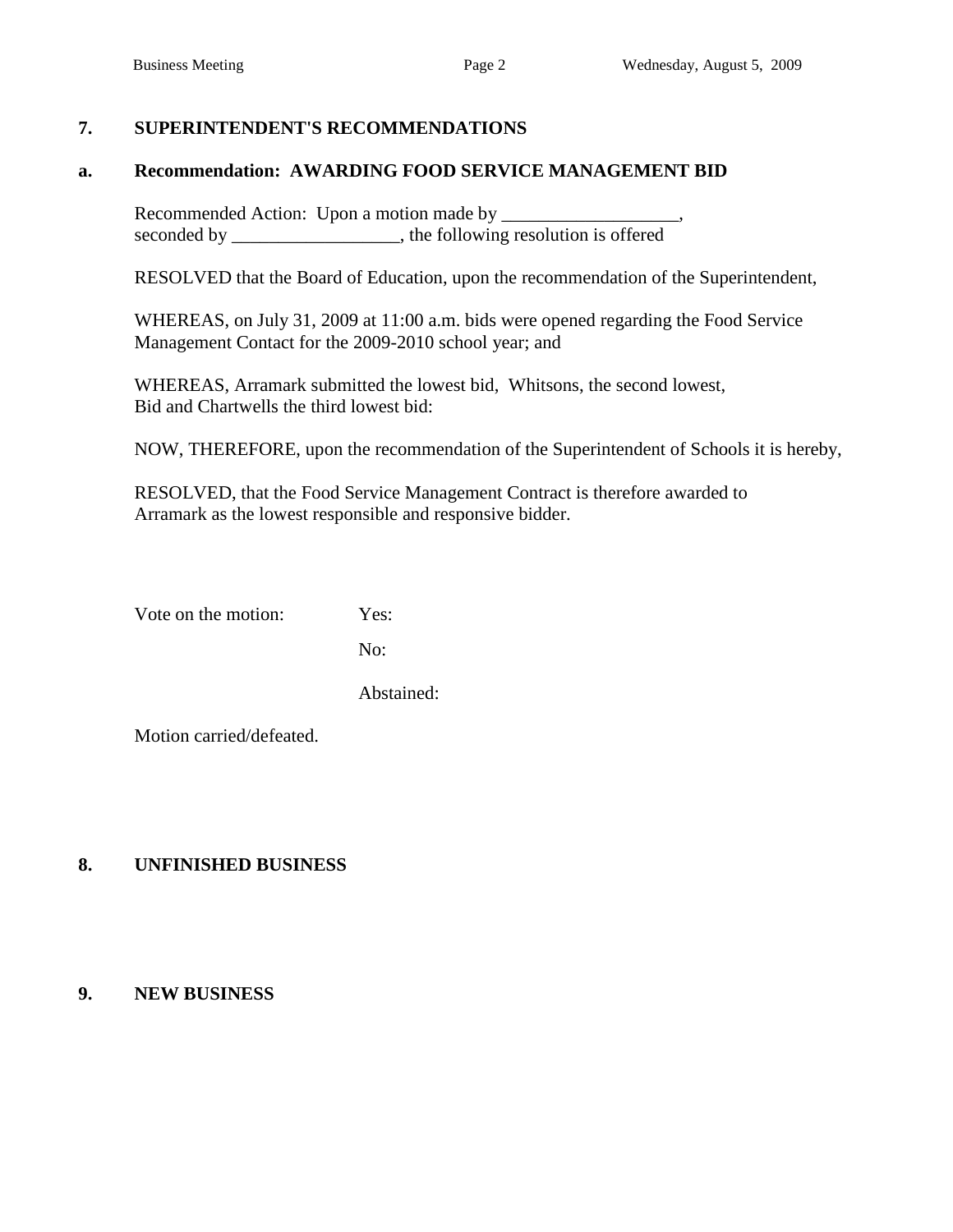## 7. SUPERINTENDENT'S RECOMMENDATIONS

### a. Recommendation: AWARDING FOOD SERVICE MANAGEMENT BID

Recommended Action: Upon a motion made by ___________________,
seconded by __________________, the following resolution is offered

RESOLVED that the Board of Education, upon the recommendation of the Superintendent,

WHEREAS, on July 31, 2009 at 11:00 a.m. bids were opened regarding the Food Service Management Contact for the 2009-2010 school year; and

WHEREAS, Arramark submitted the lowest bid, Whitsons, the second lowest, Bid and Chartwells the third lowest bid:

NOW, THEREFORE, upon the recommendation of the Superintendent of Schools it is hereby,

RESOLVED, that the Food Service Management Contract is therefore awarded to Arramark as the lowest responsible and responsive bidder.

Vote on the motion: Yes:

No:

Abstained:

Motion carried/defeated.

## 8. UNFINISHED BUSINESS

## 9. NEW BUSINESS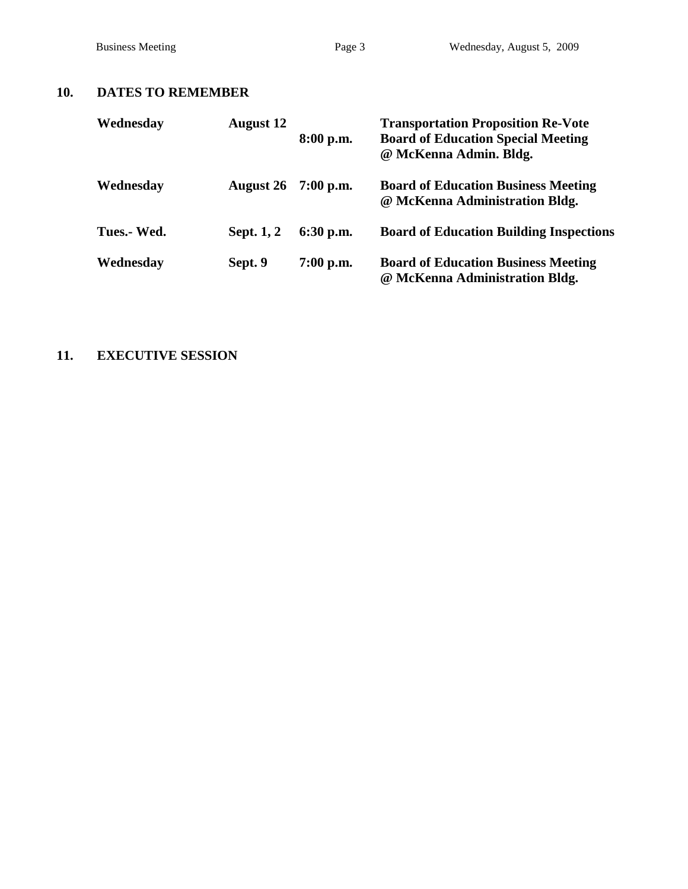## 10. DATES TO REMEMBER

| | | | |
|---|---|---|---|
| **Wednesday** | **August 12** | **8:00 p.m.** | **Transportation Proposition Re-Vote**<br>**Board of Education Special Meeting @ McKenna Admin. Bldg.** |
| **Wednesday** | **August 26** | **7:00 p.m.** | **Board of Education Business Meeting @ McKenna Administration Bldg.** |
| **Tues.- Wed.** | **Sept. 1, 2** | **6:30 p.m.** | **Board of Education Building Inspections** |
| **Wednesday** | **Sept. 9** | **7:00 p.m.** | **Board of Education Business Meeting @ McKenna Administration Bldg.** |

## 11. EXECUTIVE SESSION